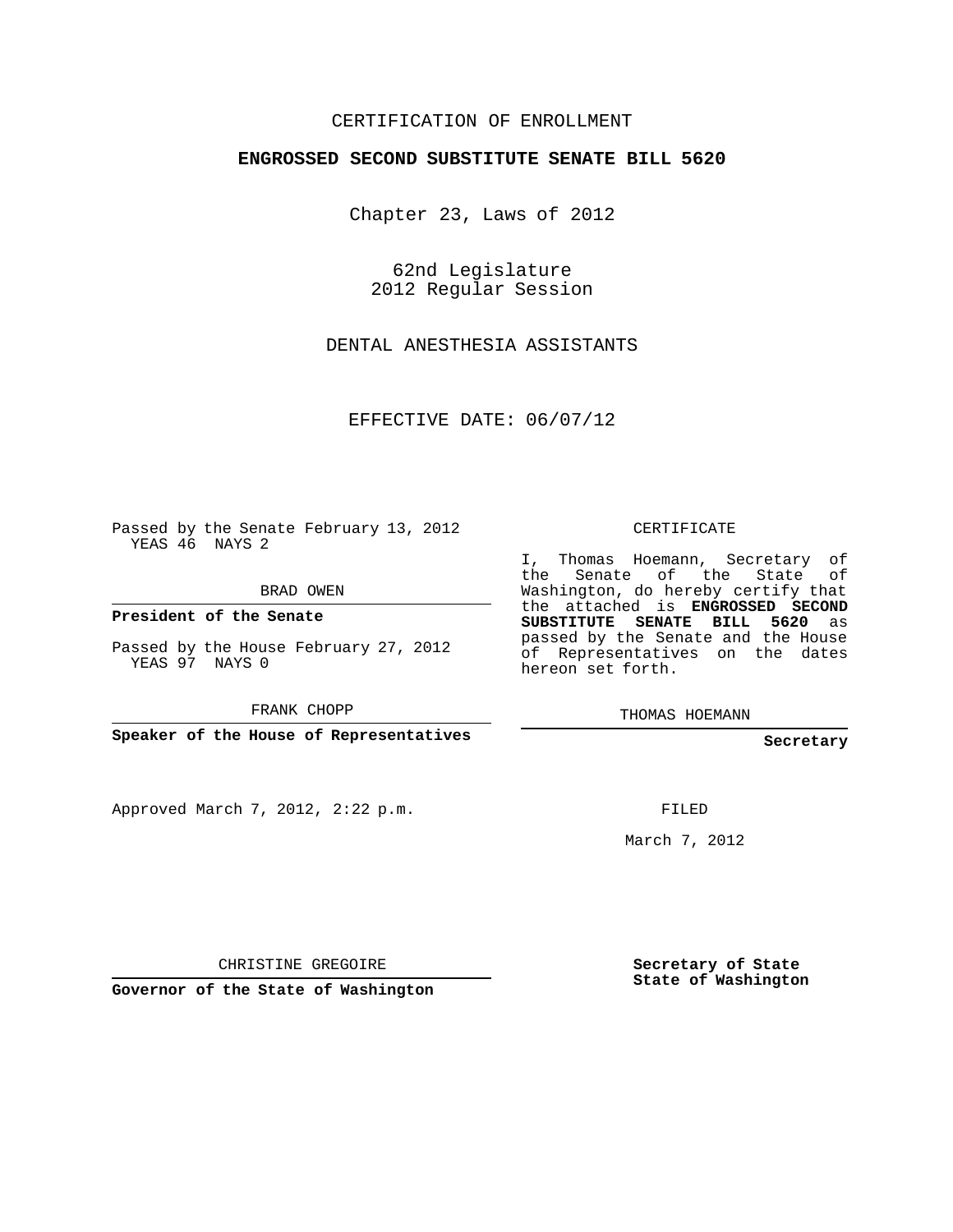CERTIFICATION OF ENROLLMENT

**ENGROSSED SECOND SUBSTITUTE SENATE BILL 5620**

Chapter 23, Laws of 2012

62nd Legislature
2012 Regular Session

DENTAL ANESTHESIA ASSISTANTS

EFFECTIVE DATE: 06/07/12

Passed by the Senate February 13, 2012
YEAS 46 NAYS 2

BRAD OWEN

**President of the Senate**

Passed by the House February 27, 2012
YEAS 97 NAYS 0

FRANK CHOPP

**Speaker of the House of Representatives**

Approved March 7, 2012, 2:22 p.m.

CHRISTINE GREGOIRE

**Governor of the State of Washington**

CERTIFICATE

I, Thomas Hoemann, Secretary of the Senate of the State of Washington, do hereby certify that the attached is **ENGROSSED SECOND SUBSTITUTE SENATE BILL 5620** as passed by the Senate and the House of Representatives on the dates hereon set forth.

THOMAS HOEMANN

**Secretary**

FILED

March 7, 2012

**Secretary of State**
**State of Washington**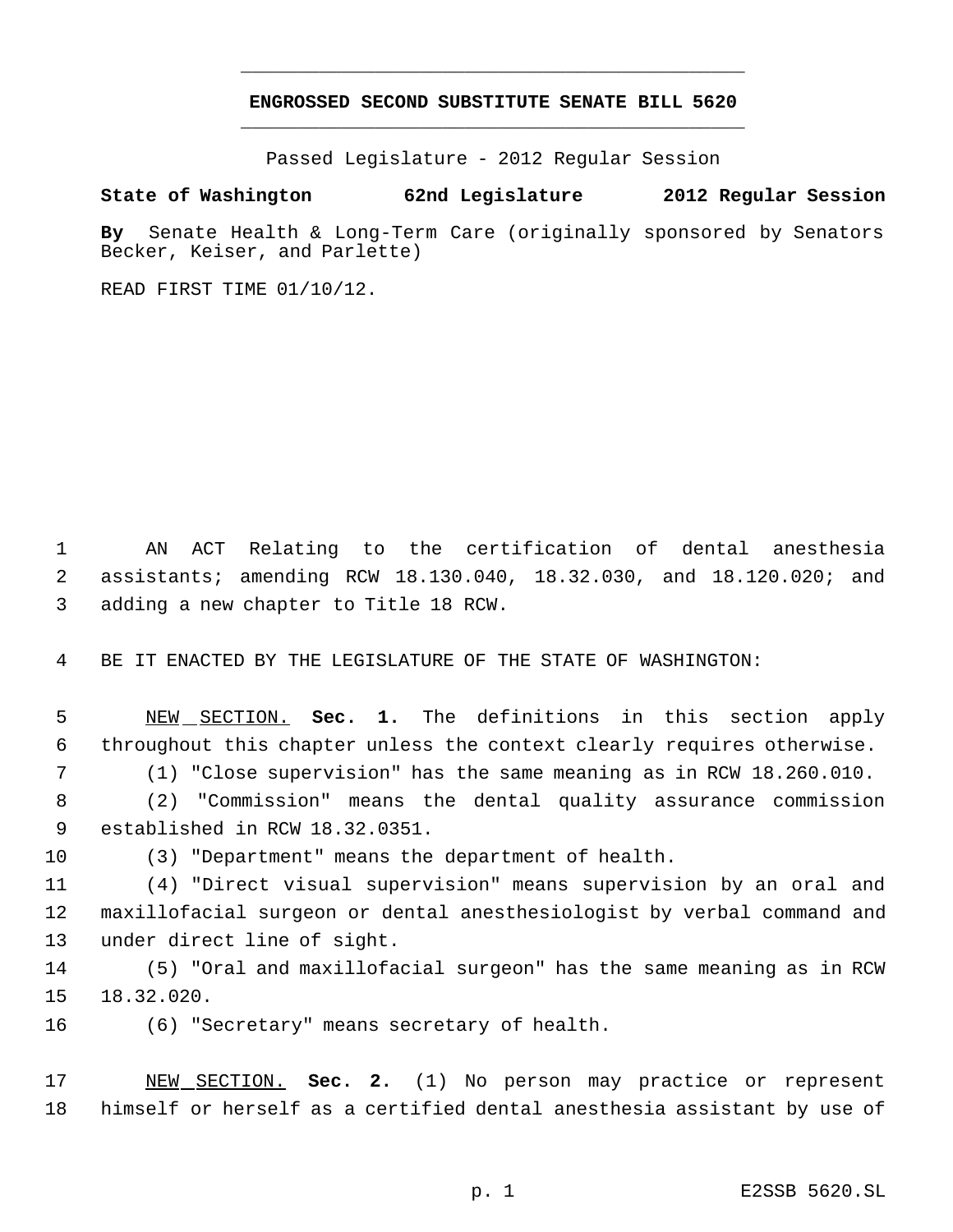# ENGROSSED SECOND SUBSTITUTE SENATE BILL 5620

Passed Legislature - 2012 Regular Session

**State of Washington 62nd Legislature 2012 Regular Session**

**By** Senate Health & Long-Term Care (originally sponsored by Senators Becker, Keiser, and Parlette)

READ FIRST TIME 01/10/12.

AN ACT Relating to the certification of dental anesthesia assistants; amending RCW 18.130.040, 18.32.030, and 18.120.020; and adding a new chapter to Title 18 RCW.

BE IT ENACTED BY THE LEGISLATURE OF THE STATE OF WASHINGTON:

NEW SECTION. **Sec. 1.** The definitions in this section apply throughout this chapter unless the context clearly requires otherwise.

(1) "Close supervision" has the same meaning as in RCW 18.260.010.

(2) "Commission" means the dental quality assurance commission established in RCW 18.32.0351.

(3) "Department" means the department of health.

(4) "Direct visual supervision" means supervision by an oral and maxillofacial surgeon or dental anesthesiologist by verbal command and under direct line of sight.

(5) "Oral and maxillofacial surgeon" has the same meaning as in RCW 18.32.020.

(6) "Secretary" means secretary of health.

NEW SECTION. **Sec. 2.** (1) No person may practice or represent himself or herself as a certified dental anesthesia assistant by use of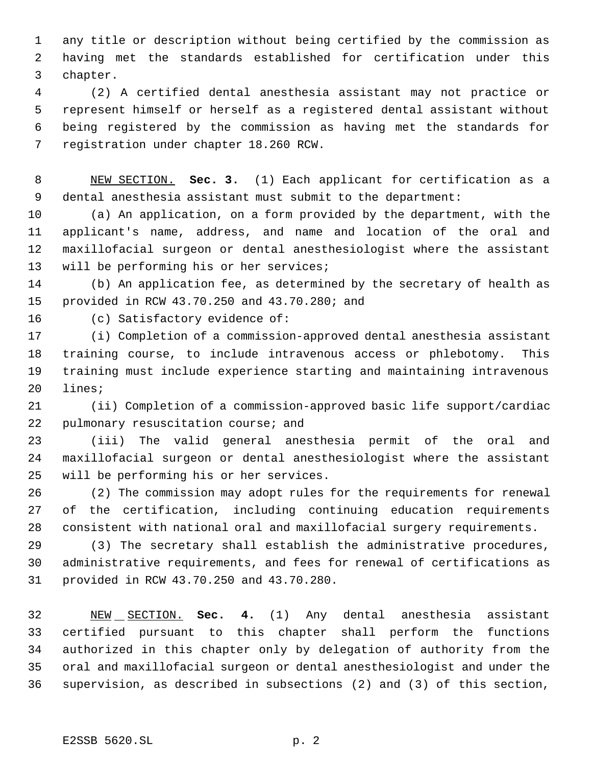any title or description without being certified by the commission as having met the standards established for certification under this chapter.

(2) A certified dental anesthesia assistant may not practice or represent himself or herself as a registered dental assistant without being registered by the commission as having met the standards for registration under chapter 18.260 RCW.

NEW SECTION. **Sec. 3.** (1) Each applicant for certification as a dental anesthesia assistant must submit to the department:

(a) An application, on a form provided by the department, with the applicant's name, address, and name and location of the oral and maxillofacial surgeon or dental anesthesiologist where the assistant will be performing his or her services;

(b) An application fee, as determined by the secretary of health as provided in RCW 43.70.250 and 43.70.280; and

(c) Satisfactory evidence of:

(i) Completion of a commission-approved dental anesthesia assistant training course, to include intravenous access or phlebotomy. This training must include experience starting and maintaining intravenous lines;

(ii) Completion of a commission-approved basic life support/cardiac pulmonary resuscitation course; and

(iii) The valid general anesthesia permit of the oral and maxillofacial surgeon or dental anesthesiologist where the assistant will be performing his or her services.

(2) The commission may adopt rules for the requirements for renewal of the certification, including continuing education requirements consistent with national oral and maxillofacial surgery requirements.

(3) The secretary shall establish the administrative procedures, administrative requirements, and fees for renewal of certifications as provided in RCW 43.70.250 and 43.70.280.

NEW SECTION. **Sec. 4.** (1) Any dental anesthesia assistant certified pursuant to this chapter shall perform the functions authorized in this chapter only by delegation of authority from the oral and maxillofacial surgeon or dental anesthesiologist and under the supervision, as described in subsections (2) and (3) of this section,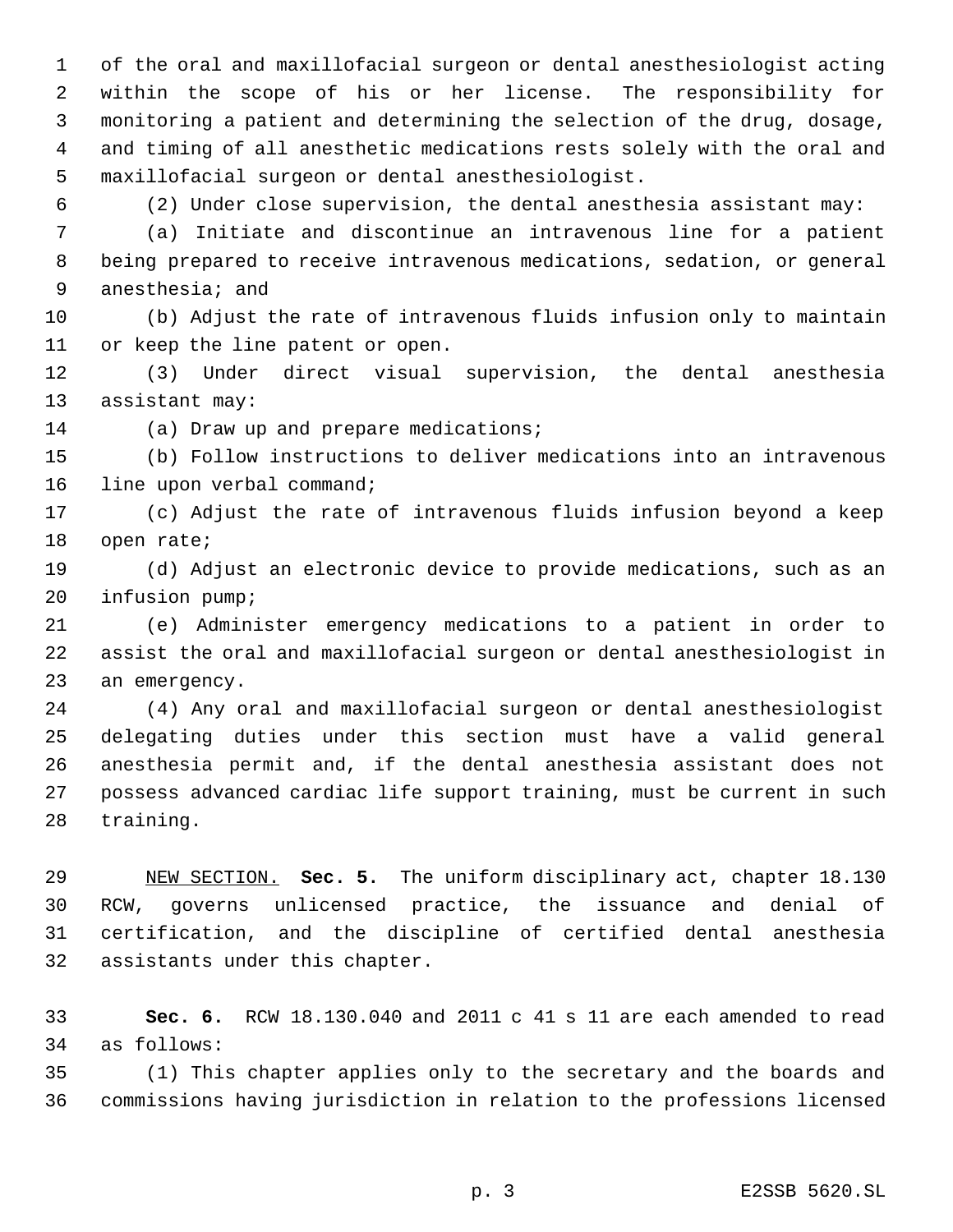of the oral and maxillofacial surgeon or dental anesthesiologist acting within the scope of his or her license. The responsibility for monitoring a patient and determining the selection of the drug, dosage, and timing of all anesthetic medications rests solely with the oral and maxillofacial surgeon or dental anesthesiologist.

(2) Under close supervision, the dental anesthesia assistant may:

(a) Initiate and discontinue an intravenous line for a patient being prepared to receive intravenous medications, sedation, or general anesthesia; and

(b) Adjust the rate of intravenous fluids infusion only to maintain or keep the line patent or open.

(3) Under direct visual supervision, the dental anesthesia assistant may:

(a) Draw up and prepare medications;

(b) Follow instructions to deliver medications into an intravenous line upon verbal command;

(c) Adjust the rate of intravenous fluids infusion beyond a keep open rate;

(d) Adjust an electronic device to provide medications, such as an infusion pump;

(e) Administer emergency medications to a patient in order to assist the oral and maxillofacial surgeon or dental anesthesiologist in an emergency.

(4) Any oral and maxillofacial surgeon or dental anesthesiologist delegating duties under this section must have a valid general anesthesia permit and, if the dental anesthesia assistant does not possess advanced cardiac life support training, must be current in such training.

NEW SECTION. **Sec. 5.** The uniform disciplinary act, chapter 18.130 RCW, governs unlicensed practice, the issuance and denial of certification, and the discipline of certified dental anesthesia assistants under this chapter.

**Sec. 6.** RCW 18.130.040 and 2011 c 41 s 11 are each amended to read as follows:

(1) This chapter applies only to the secretary and the boards and commissions having jurisdiction in relation to the professions licensed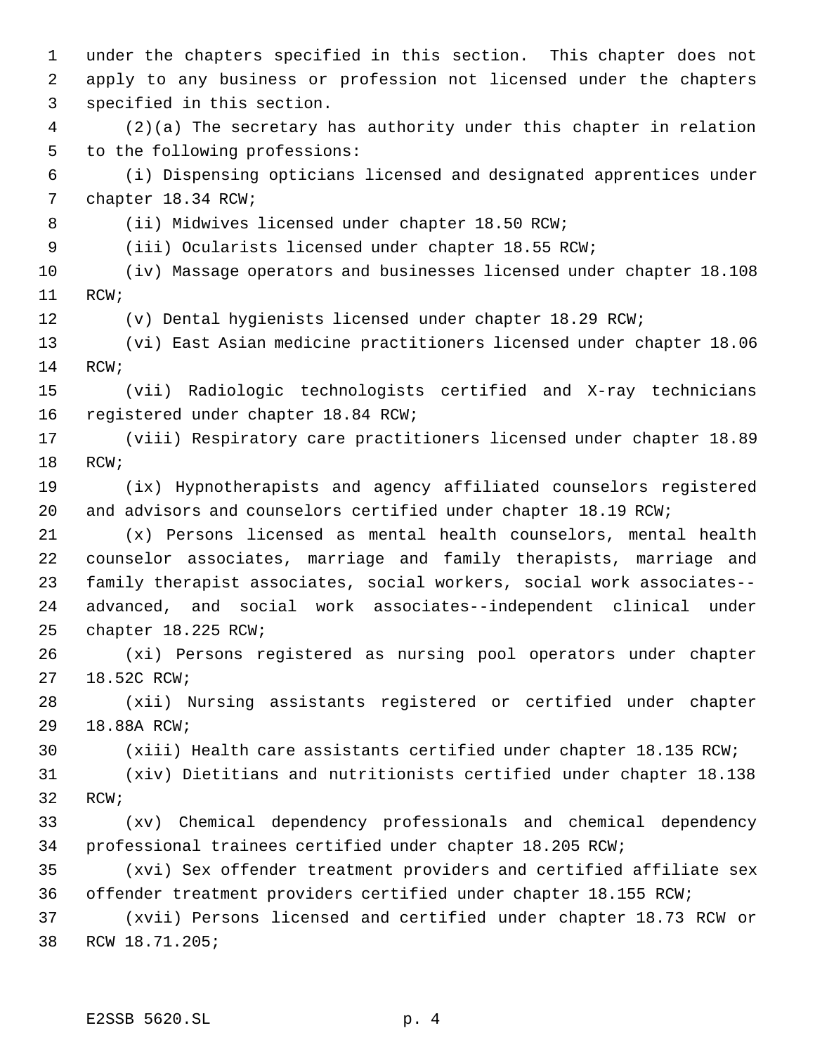under the chapters specified in this section. This chapter does not apply to any business or profession not licensed under the chapters specified in this section.

(2)(a) The secretary has authority under this chapter in relation to the following professions:

(i) Dispensing opticians licensed and designated apprentices under chapter 18.34 RCW;

(ii) Midwives licensed under chapter 18.50 RCW;

(iii) Ocularists licensed under chapter 18.55 RCW;

(iv) Massage operators and businesses licensed under chapter 18.108 RCW;

(v) Dental hygienists licensed under chapter 18.29 RCW;

(vi) East Asian medicine practitioners licensed under chapter 18.06 RCW;

(vii) Radiologic technologists certified and X-ray technicians registered under chapter 18.84 RCW;

(viii) Respiratory care practitioners licensed under chapter 18.89 RCW;

(ix) Hypnotherapists and agency affiliated counselors registered and advisors and counselors certified under chapter 18.19 RCW;

(x) Persons licensed as mental health counselors, mental health counselor associates, marriage and family therapists, marriage and family therapist associates, social workers, social work associates--advanced, and social work associates--independent clinical under chapter 18.225 RCW;

(xi) Persons registered as nursing pool operators under chapter 18.52C RCW;

(xii) Nursing assistants registered or certified under chapter 18.88A RCW;

(xiii) Health care assistants certified under chapter 18.135 RCW;

(xiv) Dietitians and nutritionists certified under chapter 18.138 RCW;

(xv) Chemical dependency professionals and chemical dependency professional trainees certified under chapter 18.205 RCW;

(xvi) Sex offender treatment providers and certified affiliate sex offender treatment providers certified under chapter 18.155 RCW;

(xvii) Persons licensed and certified under chapter 18.73 RCW or RCW 18.71.205;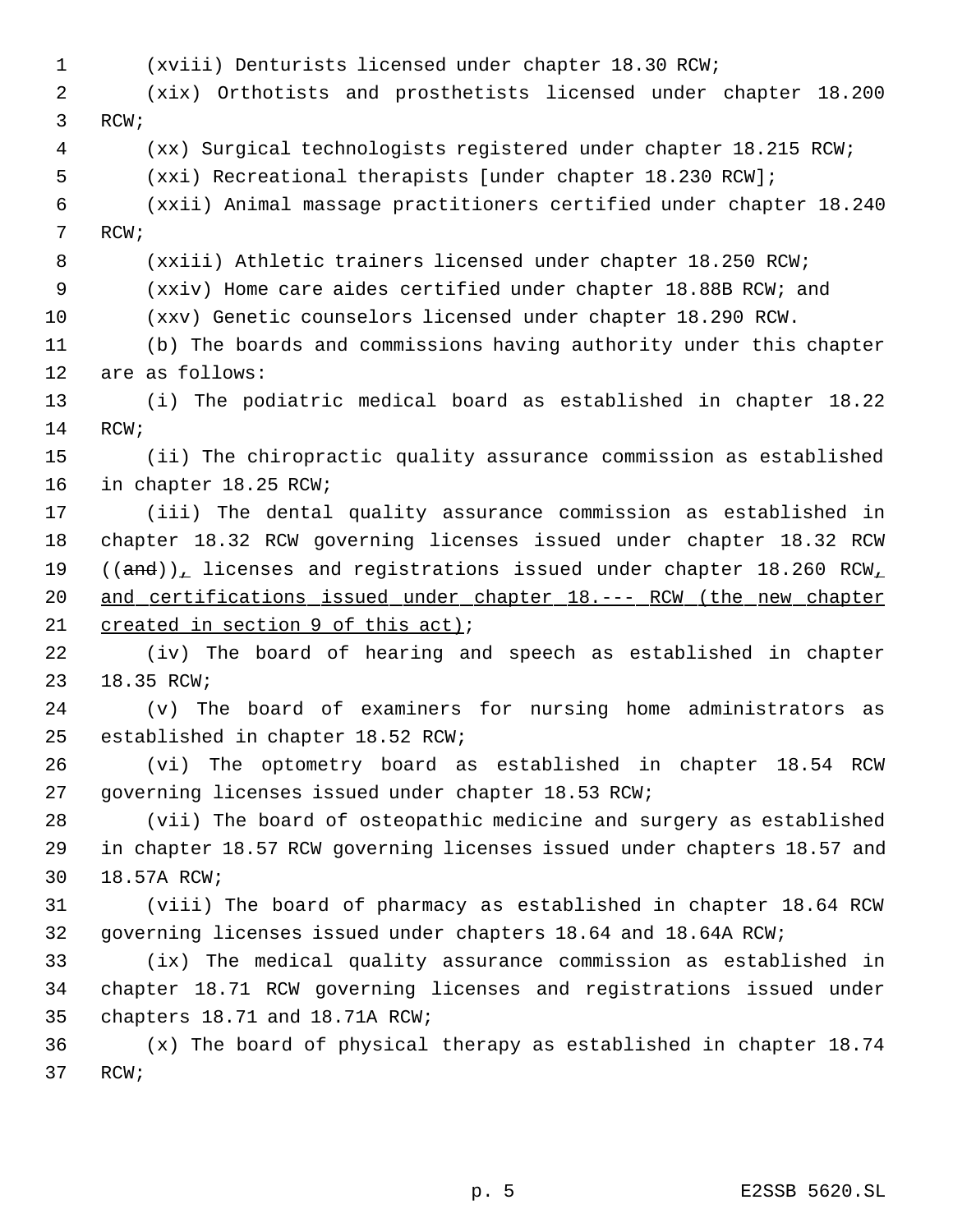(xviii) Denturists licensed under chapter 18.30 RCW;

(xix) Orthotists and prosthetists licensed under chapter 18.200 RCW;

(xx) Surgical technologists registered under chapter 18.215 RCW;

(xxi) Recreational therapists [under chapter 18.230 RCW];

(xxii) Animal massage practitioners certified under chapter 18.240 RCW;

(xxiii) Athletic trainers licensed under chapter 18.250 RCW;

(xxiv) Home care aides certified under chapter 18.88B RCW; and

(xxv) Genetic counselors licensed under chapter 18.290 RCW.

(b) The boards and commissions having authority under this chapter are as follows:

(i) The podiatric medical board as established in chapter 18.22 RCW;

(ii) The chiropractic quality assurance commission as established in chapter 18.25 RCW;

(iii) The dental quality assurance commission as established in chapter 18.32 RCW governing licenses issued under chapter 18.32 RCW ((~~and~~))<u>,</u> licenses and registrations issued under chapter 18.260 RCW<u>, and certifications issued under chapter 18.--- RCW (the new chapter created in section 9 of this act)</u>;

(iv) The board of hearing and speech as established in chapter 18.35 RCW;

(v) The board of examiners for nursing home administrators as established in chapter 18.52 RCW;

(vi) The optometry board as established in chapter 18.54 RCW governing licenses issued under chapter 18.53 RCW;

(vii) The board of osteopathic medicine and surgery as established in chapter 18.57 RCW governing licenses issued under chapters 18.57 and 18.57A RCW;

(viii) The board of pharmacy as established in chapter 18.64 RCW governing licenses issued under chapters 18.64 and 18.64A RCW;

(ix) The medical quality assurance commission as established in chapter 18.71 RCW governing licenses and registrations issued under chapters 18.71 and 18.71A RCW;

(x) The board of physical therapy as established in chapter 18.74 RCW;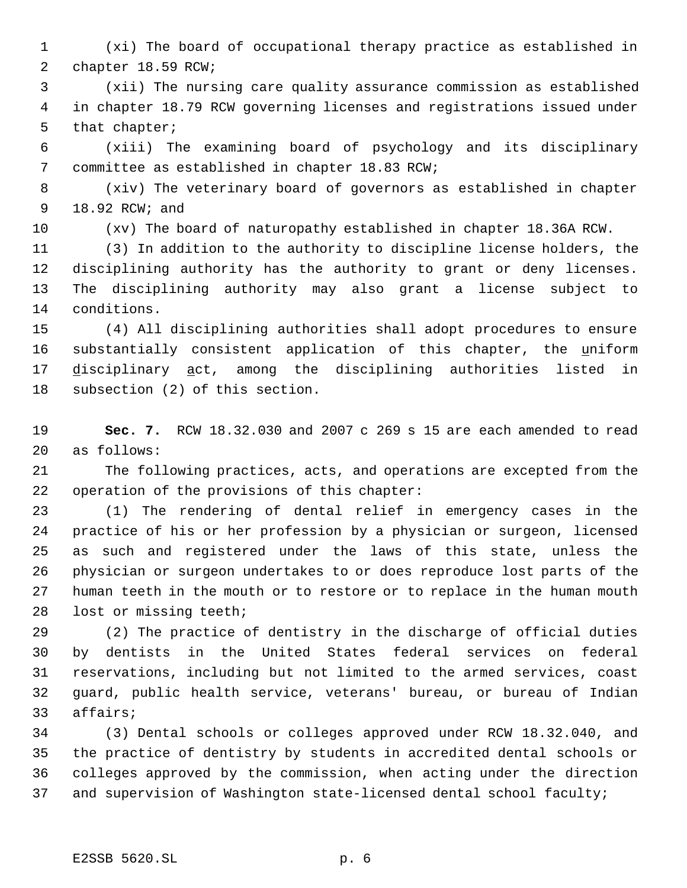(xi) The board of occupational therapy practice as established in chapter 18.59 RCW;

(xii) The nursing care quality assurance commission as established in chapter 18.79 RCW governing licenses and registrations issued under that chapter;

(xiii) The examining board of psychology and its disciplinary committee as established in chapter 18.83 RCW;

(xiv) The veterinary board of governors as established in chapter 18.92 RCW; and

(xv) The board of naturopathy established in chapter 18.36A RCW.

(3) In addition to the authority to discipline license holders, the disciplining authority has the authority to grant or deny licenses. The disciplining authority may also grant a license subject to conditions.

(4) All disciplining authorities shall adopt procedures to ensure substantially consistent application of this chapter, the uniform disciplinary act, among the disciplining authorities listed in subsection (2) of this section.

**Sec. 7.** RCW 18.32.030 and 2007 c 269 s 15 are each amended to read as follows:

The following practices, acts, and operations are excepted from the operation of the provisions of this chapter:

(1) The rendering of dental relief in emergency cases in the practice of his or her profession by a physician or surgeon, licensed as such and registered under the laws of this state, unless the physician or surgeon undertakes to or does reproduce lost parts of the human teeth in the mouth or to restore or to replace in the human mouth lost or missing teeth;

(2) The practice of dentistry in the discharge of official duties by dentists in the United States federal services on federal reservations, including but not limited to the armed services, coast guard, public health service, veterans' bureau, or bureau of Indian affairs;

(3) Dental schools or colleges approved under RCW 18.32.040, and the practice of dentistry by students in accredited dental schools or colleges approved by the commission, when acting under the direction and supervision of Washington state-licensed dental school faculty;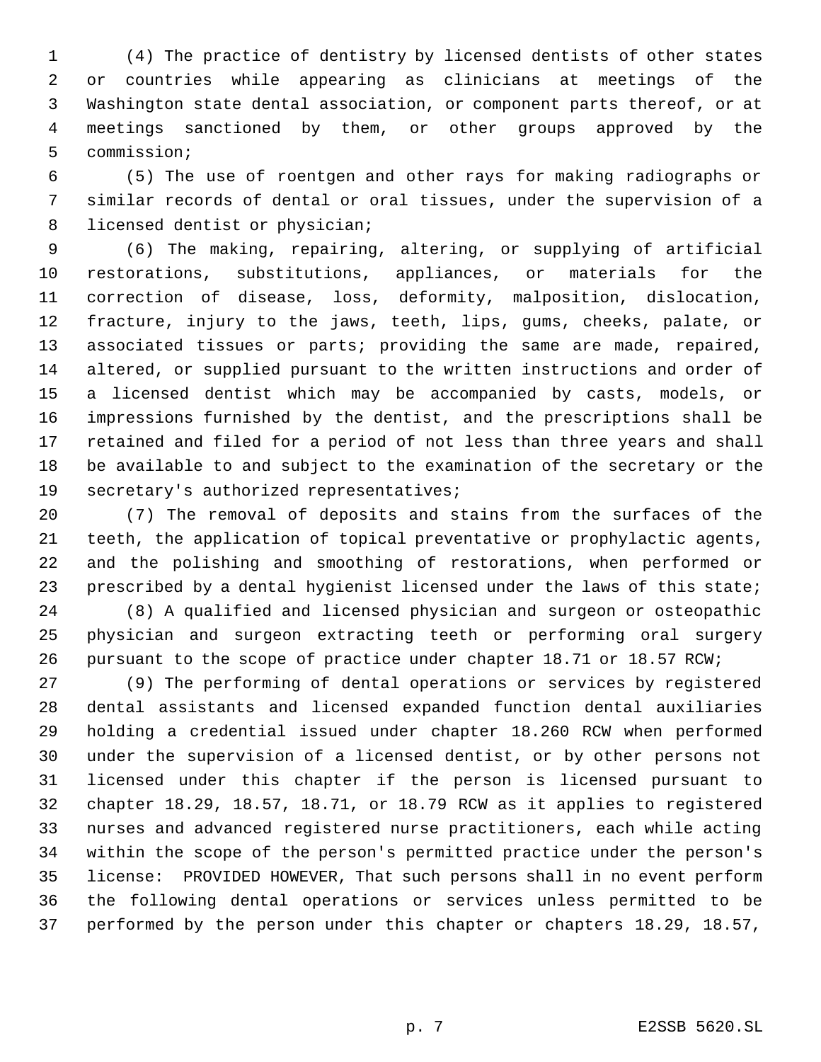(4) The practice of dentistry by licensed dentists of other states or countries while appearing as clinicians at meetings of the Washington state dental association, or component parts thereof, or at meetings sanctioned by them, or other groups approved by the commission;

(5) The use of roentgen and other rays for making radiographs or similar records of dental or oral tissues, under the supervision of a licensed dentist or physician;

(6) The making, repairing, altering, or supplying of artificial restorations, substitutions, appliances, or materials for the correction of disease, loss, deformity, malposition, dislocation, fracture, injury to the jaws, teeth, lips, gums, cheeks, palate, or associated tissues or parts; providing the same are made, repaired, altered, or supplied pursuant to the written instructions and order of a licensed dentist which may be accompanied by casts, models, or impressions furnished by the dentist, and the prescriptions shall be retained and filed for a period of not less than three years and shall be available to and subject to the examination of the secretary or the secretary's authorized representatives;

(7) The removal of deposits and stains from the surfaces of the teeth, the application of topical preventative or prophylactic agents, and the polishing and smoothing of restorations, when performed or prescribed by a dental hygienist licensed under the laws of this state;

(8) A qualified and licensed physician and surgeon or osteopathic physician and surgeon extracting teeth or performing oral surgery pursuant to the scope of practice under chapter 18.71 or 18.57 RCW;

(9) The performing of dental operations or services by registered dental assistants and licensed expanded function dental auxiliaries holding a credential issued under chapter 18.260 RCW when performed under the supervision of a licensed dentist, or by other persons not licensed under this chapter if the person is licensed pursuant to chapter 18.29, 18.57, 18.71, or 18.79 RCW as it applies to registered nurses and advanced registered nurse practitioners, each while acting within the scope of the person's permitted practice under the person's license: PROVIDED HOWEVER, That such persons shall in no event perform the following dental operations or services unless permitted to be performed by the person under this chapter or chapters 18.29, 18.57,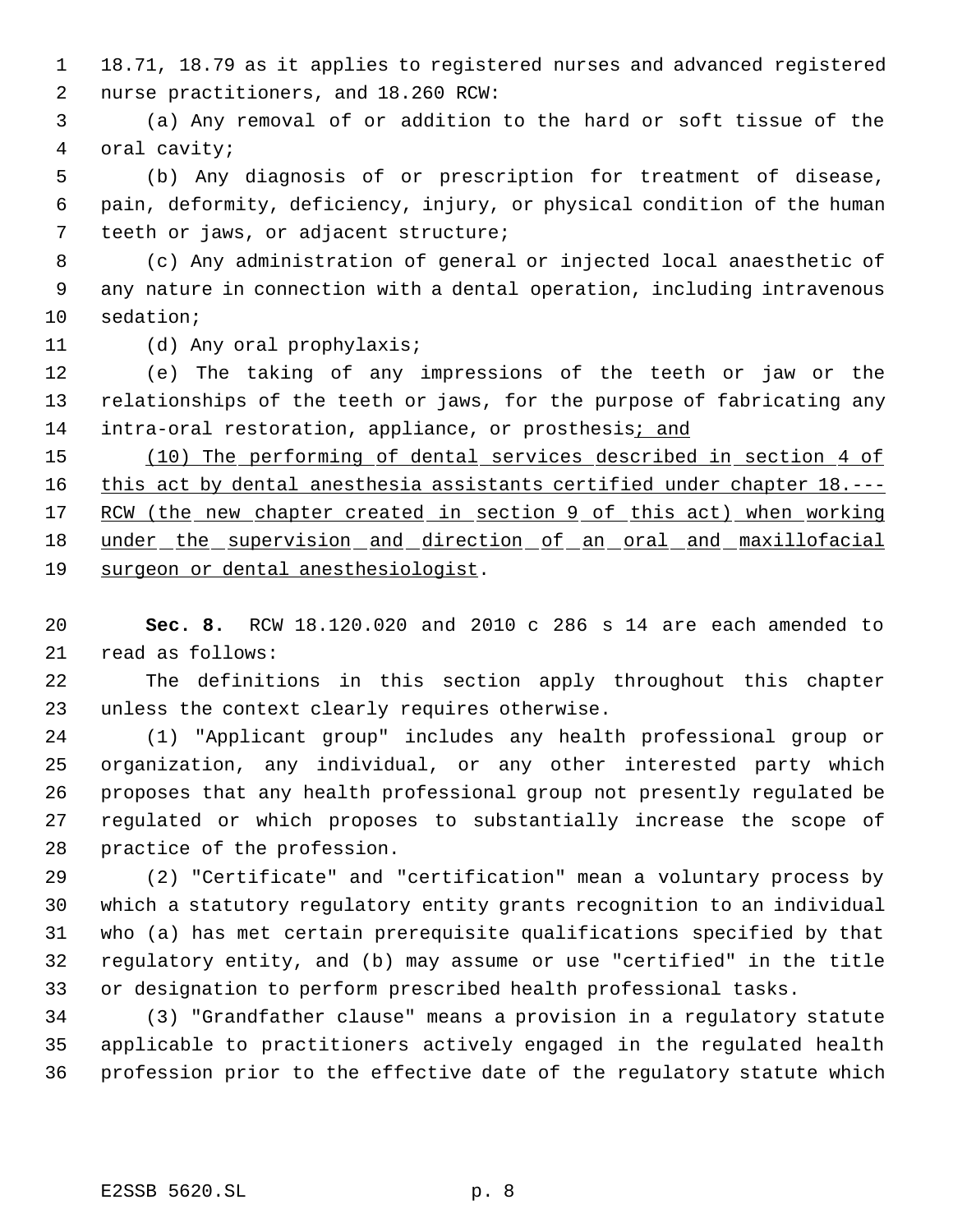18.71, 18.79 as it applies to registered nurses and advanced registered nurse practitioners, and 18.260 RCW:

(a) Any removal of or addition to the hard or soft tissue of the oral cavity;

(b) Any diagnosis of or prescription for treatment of disease, pain, deformity, deficiency, injury, or physical condition of the human teeth or jaws, or adjacent structure;

(c) Any administration of general or injected local anaesthetic of any nature in connection with a dental operation, including intravenous sedation;

(d) Any oral prophylaxis;

(e) The taking of any impressions of the teeth or jaw or the relationships of the teeth or jaws, for the purpose of fabricating any intra-oral restoration, appliance, or prosthesis; and

(10) The performing of dental services described in section 4 of this act by dental anesthesia assistants certified under chapter 18.--- RCW (the new chapter created in section 9 of this act) when working under the supervision and direction of an oral and maxillofacial surgeon or dental anesthesiologist.

**Sec. 8.** RCW 18.120.020 and 2010 c 286 s 14 are each amended to read as follows:

The definitions in this section apply throughout this chapter unless the context clearly requires otherwise.

(1) "Applicant group" includes any health professional group or organization, any individual, or any other interested party which proposes that any health professional group not presently regulated be regulated or which proposes to substantially increase the scope of practice of the profession.

(2) "Certificate" and "certification" mean a voluntary process by which a statutory regulatory entity grants recognition to an individual who (a) has met certain prerequisite qualifications specified by that regulatory entity, and (b) may assume or use "certified" in the title or designation to perform prescribed health professional tasks.

(3) "Grandfather clause" means a provision in a regulatory statute applicable to practitioners actively engaged in the regulated health profession prior to the effective date of the regulatory statute which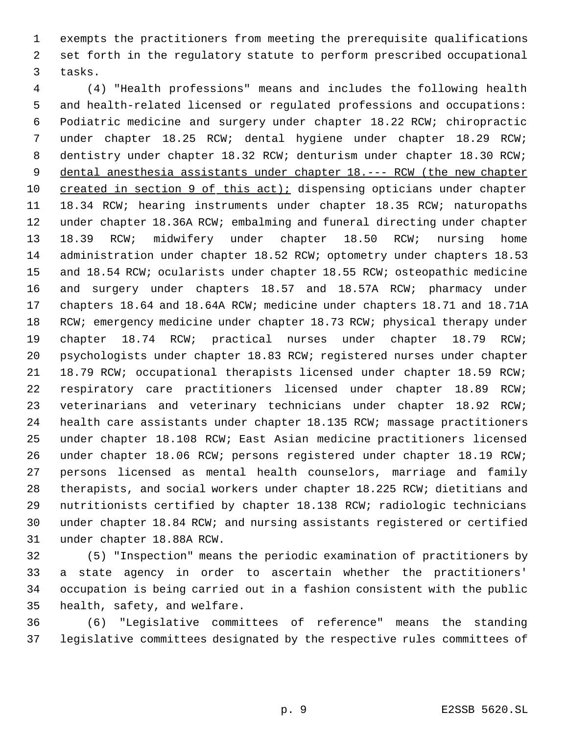exempts the practitioners from meeting the prerequisite qualifications set forth in the regulatory statute to perform prescribed occupational tasks.

(4) "Health professions" means and includes the following health and health-related licensed or regulated professions and occupations: Podiatric medicine and surgery under chapter 18.22 RCW; chiropractic under chapter 18.25 RCW; dental hygiene under chapter 18.29 RCW; dentistry under chapter 18.32 RCW; denturism under chapter 18.30 RCW; <u>dental anesthesia assistants under chapter 18.--- RCW (the new chapter created in section 9 of this act);</u> dispensing opticians under chapter 18.34 RCW; hearing instruments under chapter 18.35 RCW; naturopaths under chapter 18.36A RCW; embalming and funeral directing under chapter 18.39 RCW; midwifery under chapter 18.50 RCW; nursing home administration under chapter 18.52 RCW; optometry under chapters 18.53 and 18.54 RCW; ocularists under chapter 18.55 RCW; osteopathic medicine and surgery under chapters 18.57 and 18.57A RCW; pharmacy under chapters 18.64 and 18.64A RCW; medicine under chapters 18.71 and 18.71A RCW; emergency medicine under chapter 18.73 RCW; physical therapy under chapter 18.74 RCW; practical nurses under chapter 18.79 RCW; psychologists under chapter 18.83 RCW; registered nurses under chapter 18.79 RCW; occupational therapists licensed under chapter 18.59 RCW; respiratory care practitioners licensed under chapter 18.89 RCW; veterinarians and veterinary technicians under chapter 18.92 RCW; health care assistants under chapter 18.135 RCW; massage practitioners under chapter 18.108 RCW; East Asian medicine practitioners licensed under chapter 18.06 RCW; persons registered under chapter 18.19 RCW; persons licensed as mental health counselors, marriage and family therapists, and social workers under chapter 18.225 RCW; dietitians and nutritionists certified by chapter 18.138 RCW; radiologic technicians under chapter 18.84 RCW; and nursing assistants registered or certified under chapter 18.88A RCW.

(5) "Inspection" means the periodic examination of practitioners by a state agency in order to ascertain whether the practitioners' occupation is being carried out in a fashion consistent with the public health, safety, and welfare.

(6) "Legislative committees of reference" means the standing legislative committees designated by the respective rules committees of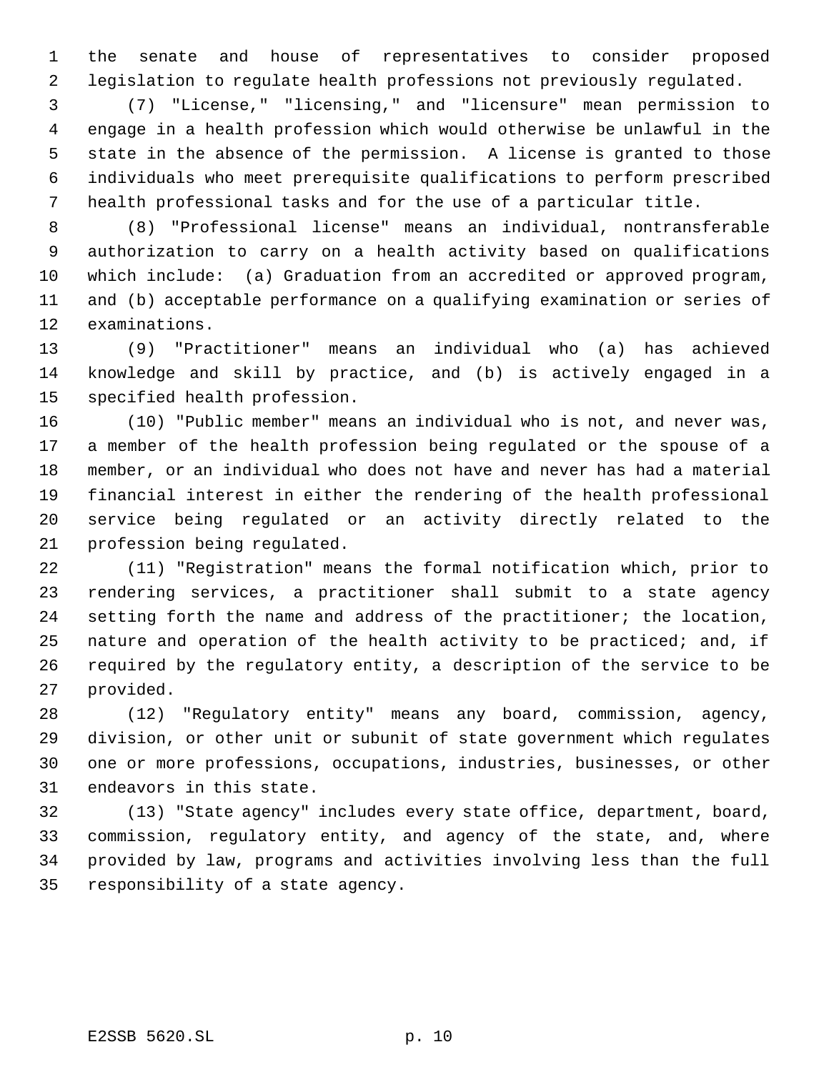the senate and house of representatives to consider proposed legislation to regulate health professions not previously regulated.

(7) "License," "licensing," and "licensure" mean permission to engage in a health profession which would otherwise be unlawful in the state in the absence of the permission. A license is granted to those individuals who meet prerequisite qualifications to perform prescribed health professional tasks and for the use of a particular title.

(8) "Professional license" means an individual, nontransferable authorization to carry on a health activity based on qualifications which include: (a) Graduation from an accredited or approved program, and (b) acceptable performance on a qualifying examination or series of examinations.

(9) "Practitioner" means an individual who (a) has achieved knowledge and skill by practice, and (b) is actively engaged in a specified health profession.

(10) "Public member" means an individual who is not, and never was, a member of the health profession being regulated or the spouse of a member, or an individual who does not have and never has had a material financial interest in either the rendering of the health professional service being regulated or an activity directly related to the profession being regulated.

(11) "Registration" means the formal notification which, prior to rendering services, a practitioner shall submit to a state agency setting forth the name and address of the practitioner; the location, nature and operation of the health activity to be practiced; and, if required by the regulatory entity, a description of the service to be provided.

(12) "Regulatory entity" means any board, commission, agency, division, or other unit or subunit of state government which regulates one or more professions, occupations, industries, businesses, or other endeavors in this state.

(13) "State agency" includes every state office, department, board, commission, regulatory entity, and agency of the state, and, where provided by law, programs and activities involving less than the full responsibility of a state agency.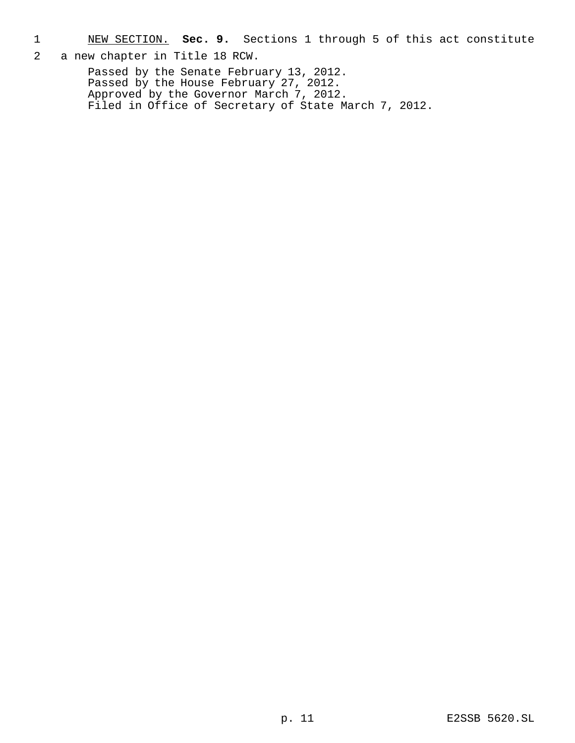NEW SECTION. **Sec. 9.** Sections 1 through 5 of this act constitute a new chapter in Title 18 RCW.

Passed by the Senate February 13, 2012.
Passed by the House February 27, 2012.
Approved by the Governor March 7, 2012.
Filed in Office of Secretary of State March 7, 2012.